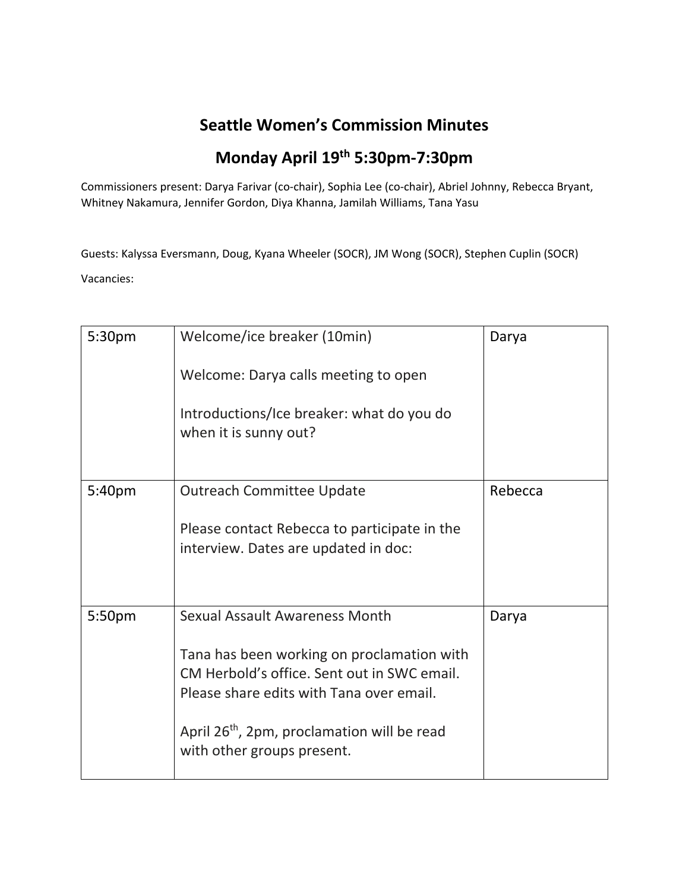# Seattle Women's Commission Minutes

## Monday April 19th 5:30pm-7:30pm

Commissioners present: Darya Farivar (co-chair), Sophia Lee (co-chair), Abriel Johnny, Rebecca Bryant, Whitney Nakamura, Jennifer Gordon, Diya Khanna, Jamilah Williams, Tana Yasu

Guests: Kalyssa Eversmann, Doug, Kyana Wheeler (SOCR), JM Wong (SOCR), Stephen Cuplin (SOCR)

Vacancies:

| | | |
|---|---|---|
| 5:30pm | Welcome/ice breaker (10min)<br><br>Welcome: Darya calls meeting to open<br><br>Introductions/Ice breaker: what do you do when it is sunny out? | Darya |
| 5:40pm | Outreach Committee Update<br><br>Please contact Rebecca to participate in the interview. Dates are updated in doc: | Rebecca |
| 5:50pm | Sexual Assault Awareness Month<br><br>Tana has been working on proclamation with CM Herbold's office. Sent out in SWC email. Please share edits with Tana over email.<br><br>April 26th, 2pm, proclamation will be read with other groups present. | Darya |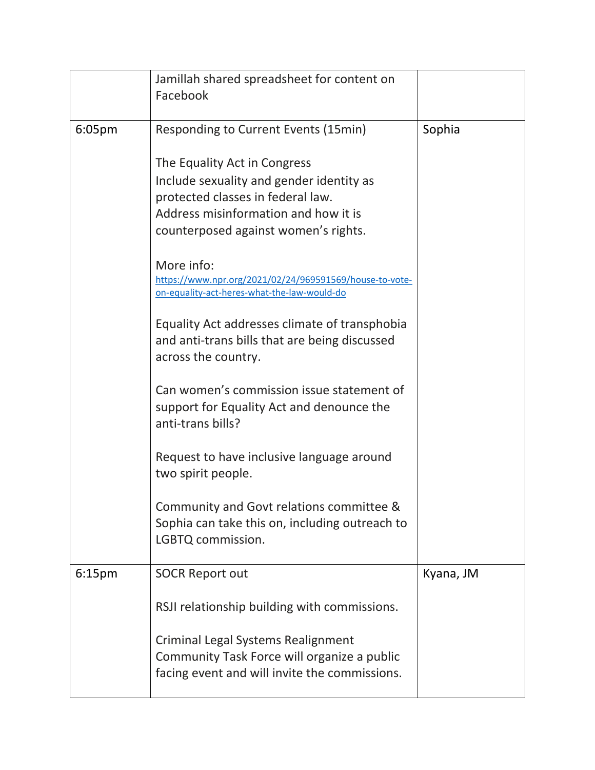| | | |
|---|---|---|
| | Jamillah shared spreadsheet for content on Facebook | |
| 6:05pm | Responding to Current Events (15min)<br><br>The Equality Act in Congress<br>Include sexuality and gender identity as protected classes in federal law.<br>Address misinformation and how it is counterposed against women's rights.<br><br>More info:<br>https://www.npr.org/2021/02/24/969591569/house-to-vote-on-equality-act-heres-what-the-law-would-do<br><br>Equality Act addresses climate of transphobia and anti-trans bills that are being discussed across the country.<br><br>Can women's commission issue statement of support for Equality Act and denounce the anti-trans bills?<br><br>Request to have inclusive language around two spirit people.<br><br>Community and Govt relations committee & Sophia can take this on, including outreach to LGBTQ commission. | Sophia |
| 6:15pm | SOCR Report out<br><br>RSJI relationship building with commissions.<br><br>Criminal Legal Systems Realignment Community Task Force will organize a public facing event and will invite the commissions. | Kyana, JM |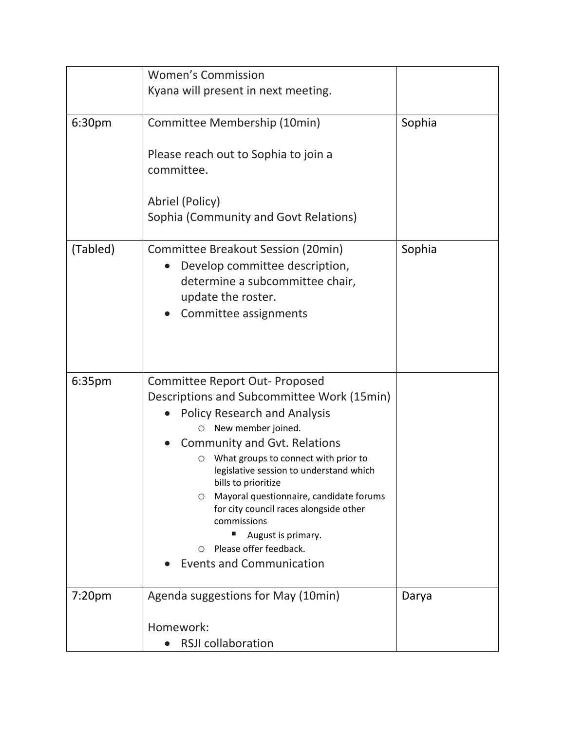| | | |
|---|---|---|
| | Women's Commission<br>Kyana will present in next meeting. | |
| 6:30pm | Committee Membership (10min)<br><br>Please reach out to Sophia to join a committee.<br><br>Abriel (Policy)<br>Sophia (Community and Govt Relations) | Sophia |
| (Tabled) | Committee Breakout Session (20min)<br>• Develop committee description, determine a subcommittee chair, update the roster.<br>• Committee assignments | Sophia |
| 6:35pm | Committee Report Out- Proposed Descriptions and Subcommittee Work (15min)<br>• Policy Research and Analysis<br>  ○ New member joined.<br>• Community and Gvt. Relations<br>  ○ What groups to connect with prior to legislative session to understand which bills to prioritize<br>  ○ Mayoral questionnaire, candidate forums for city council races alongside other commissions<br>    ▪ August is primary.<br>  ○ Please offer feedback.<br>• Events and Communication | |
| 7:20pm | Agenda suggestions for May (10min)<br><br>Homework:<br>• RSJI collaboration | Darya |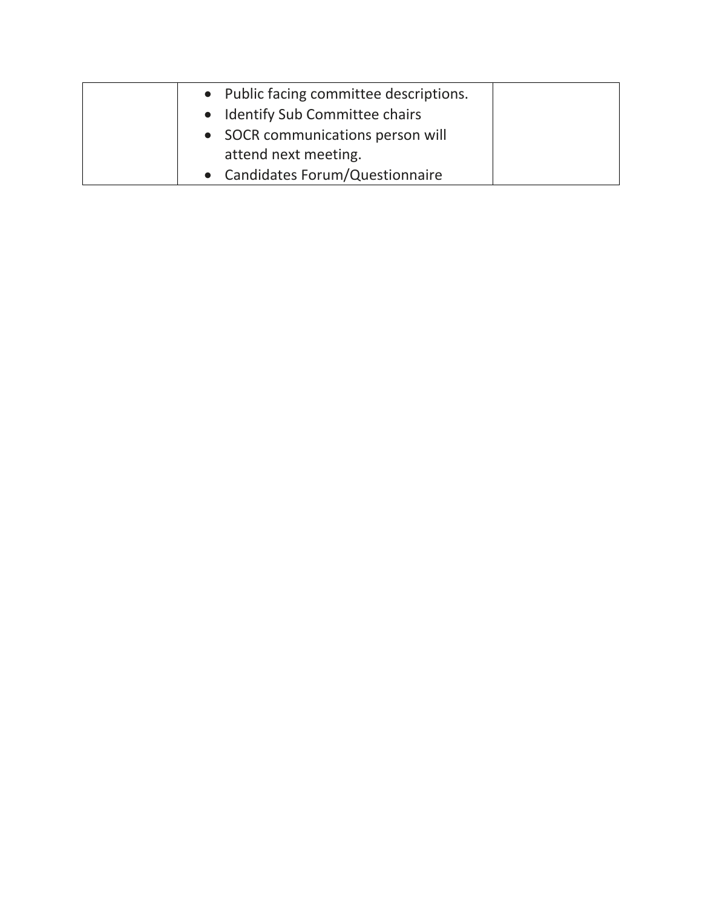| | | |
|---|---|---|
| | • Public facing committee descriptions.<br>• Identify Sub Committee chairs<br>• SOCR communications person will attend next meeting.<br>• Candidates Forum/Questionnaire | |